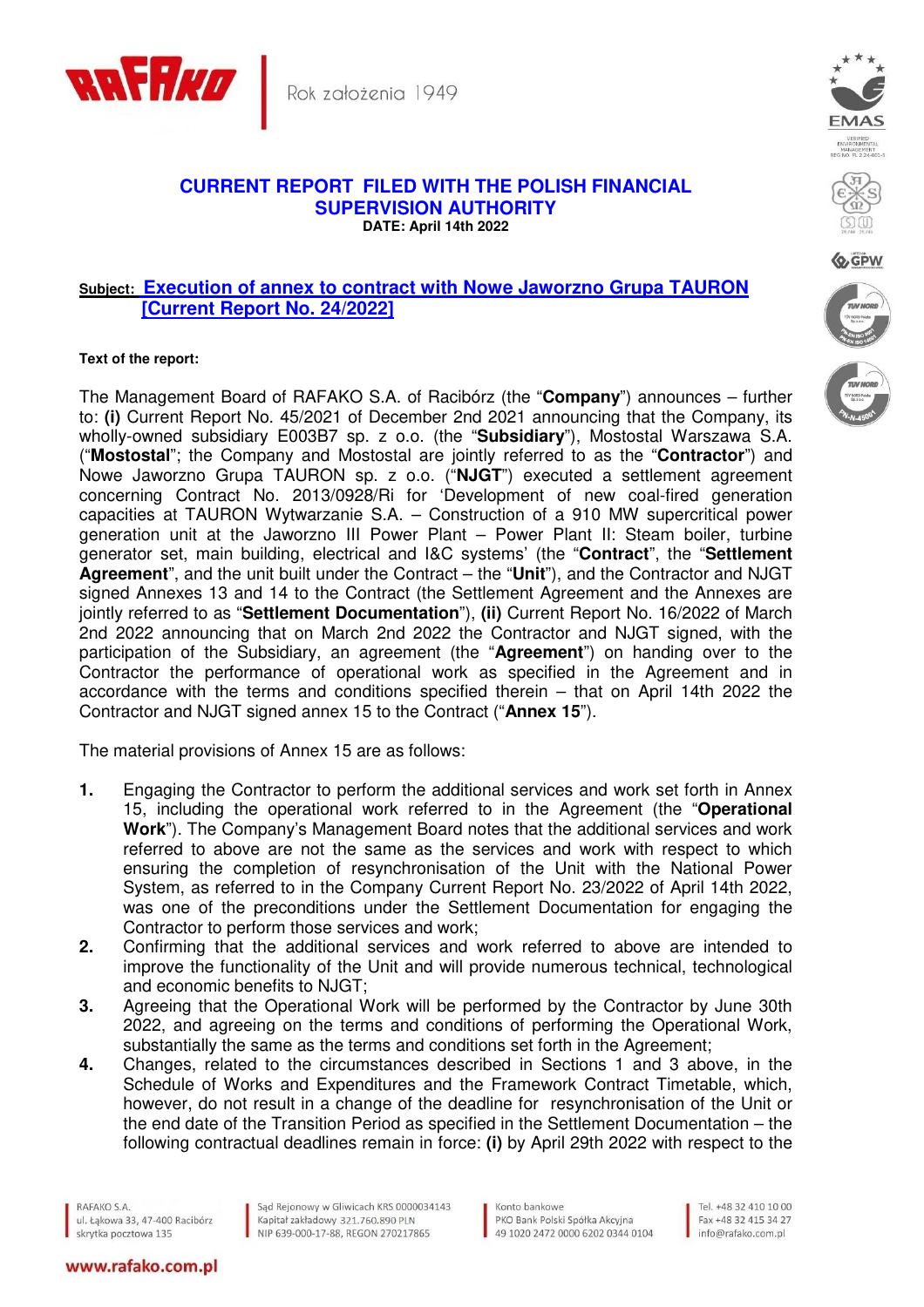# CURRENT REPORT FILED WITH THE POLISH FINANCIAL SUPERVISION AUTHORITY

**DATE: April 14th 2022**

**Subject: Execution of annex to contract with Nowe Jaworzno Grupa TAURON [Current Report No. 24/2022]**

**Text of the report:**

The Management Board of RAFAKO S.A. of Racibórz (the "**Company**") announces – further to: **(i)** Current Report No. 45/2021 of December 2nd 2021 announcing that the Company, its wholly-owned subsidiary E003B7 sp. z o.o. (the "**Subsidiary**"), Mostostal Warszawa S.A. ("**Mostostal**"; the Company and Mostostal are jointly referred to as the "**Contractor**") and Nowe Jaworzno Grupa TAURON sp. z o.o. ("**NJGT**") executed a settlement agreement concerning Contract No. 2013/0928/Ri for 'Development of new coal-fired generation capacities at TAURON Wytwarzanie S.A. – Construction of a 910 MW supercritical power generation unit at the Jaworzno III Power Plant – Power Plant II: Steam boiler, turbine generator set, main building, electrical and I&C systems' (the "**Contract**", the "**Settlement Agreement**", and the unit built under the Contract – the "**Unit**"), and the Contractor and NJGT signed Annexes 13 and 14 to the Contract (the Settlement Agreement and the Annexes are jointly referred to as "**Settlement Documentation**"), **(ii)** Current Report No. 16/2022 of March 2nd 2022 announcing that on March 2nd 2022 the Contractor and NJGT signed, with the participation of the Subsidiary, an agreement (the "**Agreement**") on handing over to the Contractor the performance of operational work as specified in the Agreement and in accordance with the terms and conditions specified therein – that on April 14th 2022 the Contractor and NJGT signed annex 15 to the Contract ("**Annex 15**").

The material provisions of Annex 15 are as follows:

1. Engaging the Contractor to perform the additional services and work set forth in Annex 15, including the operational work referred to in the Agreement (the "**Operational Work**"). The Company's Management Board notes that the additional services and work referred to above are not the same as the services and work with respect to which ensuring the completion of resynchronisation of the Unit with the National Power System, as referred to in the Company Current Report No. 23/2022 of April 14th 2022, was one of the preconditions under the Settlement Documentation for engaging the Contractor to perform those services and work;
2. Confirming that the additional services and work referred to above are intended to improve the functionality of the Unit and will provide numerous technical, technological and economic benefits to NJGT;
3. Agreeing that the Operational Work will be performed by the Contractor by June 30th 2022, and agreeing on the terms and conditions of performing the Operational Work, substantially the same as the terms and conditions set forth in the Agreement;
4. Changes, related to the circumstances described in Sections 1 and 3 above, in the Schedule of Works and Expenditures and the Framework Contract Timetable, which, however, do not result in a change of the deadline for resynchronisation of the Unit or the end date of the Transition Period as specified in the Settlement Documentation – the following contractual deadlines remain in force: **(i)** by April 29th 2022 with respect to the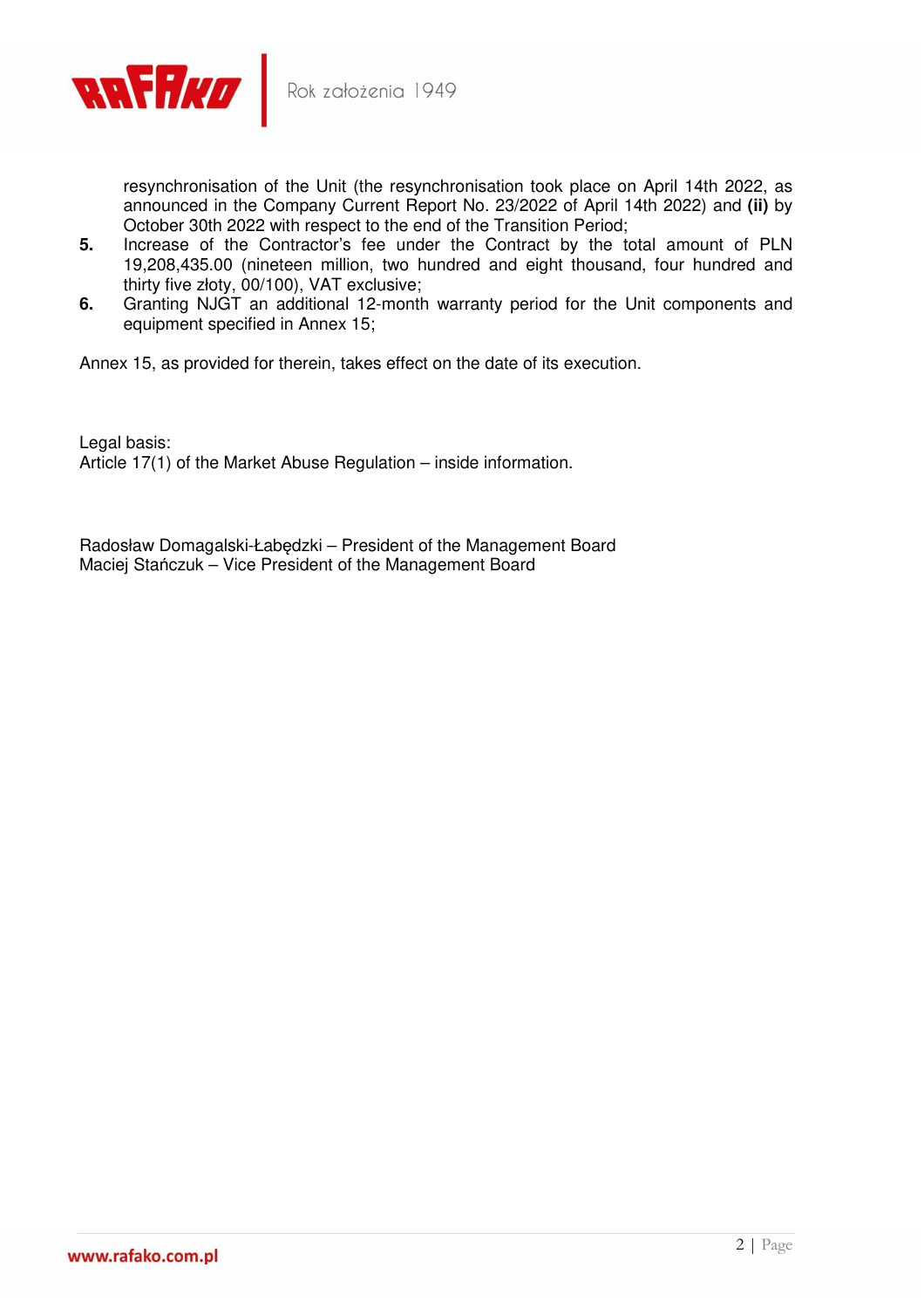resynchronisation of the Unit (the resynchronisation took place on April 14th 2022, as announced in the Company Current Report No. 23/2022 of April 14th 2022) and **(ii)** by October 30th 2022 with respect to the end of the Transition Period;

**5.** Increase of the Contractor's fee under the Contract by the total amount of PLN 19,208,435.00 (nineteen million, two hundred and eight thousand, four hundred and thirty five złoty, 00/100), VAT exclusive;

**6.** Granting NJGT an additional 12-month warranty period for the Unit components and equipment specified in Annex 15;

Annex 15, as provided for therein, takes effect on the date of its execution.

Legal basis:
Article 17(1) of the Market Abuse Regulation – inside information.

Radosław Domagalski-Łabędzki – President of the Management Board
Maciej Stańczuk – Vice President of the Management Board